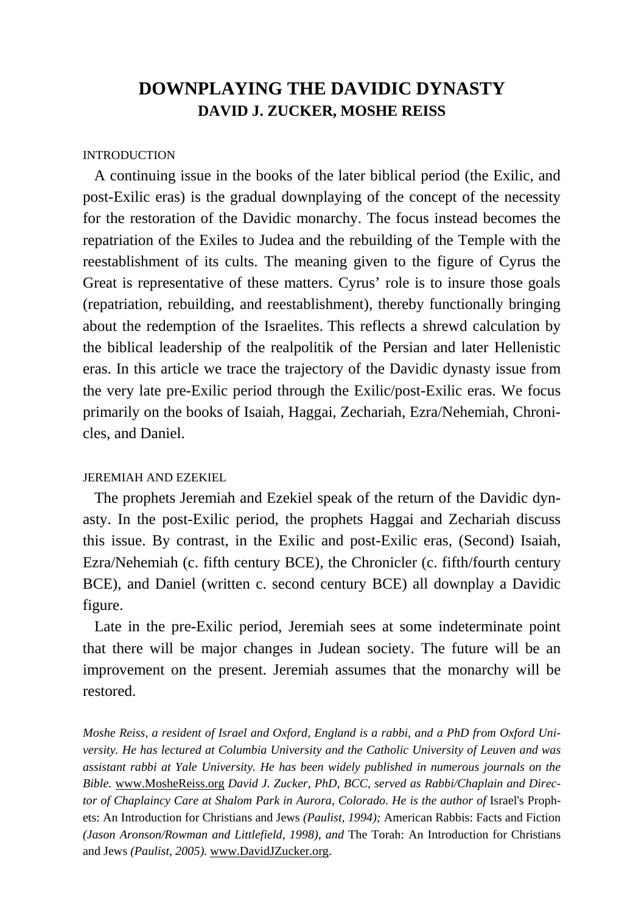# DOWNPLAYING THE DAVIDIC DYNASTY

## DAVID J. ZUCKER, MOSHE REISS

### INTRODUCTION

A continuing issue in the books of the later biblical period (the Exilic, and post-Exilic eras) is the gradual downplaying of the concept of the necessity for the restoration of the Davidic monarchy. The focus instead becomes the repatriation of the Exiles to Judea and the rebuilding of the Temple with the reestablishment of its cults. The meaning given to the figure of Cyrus the Great is representative of these matters. Cyrus' role is to insure those goals (repatriation, rebuilding, and reestablishment), thereby functionally bringing about the redemption of the Israelites. This reflects a shrewd calculation by the biblical leadership of the realpolitik of the Persian and later Hellenistic eras. In this article we trace the trajectory of the Davidic dynasty issue from the very late pre-Exilic period through the Exilic/post-Exilic eras. We focus primarily on the books of Isaiah, Haggai, Zechariah, Ezra/Nehemiah, Chronicles, and Daniel.

### JEREMIAH AND EZEKIEL

The prophets Jeremiah and Ezekiel speak of the return of the Davidic dynasty. In the post-Exilic period, the prophets Haggai and Zechariah discuss this issue. By contrast, in the Exilic and post-Exilic eras, (Second) Isaiah, Ezra/Nehemiah (c. fifth century BCE), the Chronicler (c. fifth/fourth century BCE), and Daniel (written c. second century BCE) all downplay a Davidic figure.

Late in the pre-Exilic period, Jeremiah sees at some indeterminate point that there will be major changes in Judean society. The future will be an improvement on the present. Jeremiah assumes that the monarchy will be restored.

*Moshe Reiss, a resident of Israel and Oxford, England is a rabbi, and a PhD from Oxford University. He has lectured at Columbia University and the Catholic University of Leuven and was assistant rabbi at Yale University. He has been widely published in numerous journals on the Bible.* www.MosheReiss.org *David J. Zucker, PhD, BCC, served as Rabbi/Chaplain and Director of Chaplaincy Care at Shalom Park in Aurora, Colorado. He is the author of* Israel's Prophets: An Introduction for Christians and Jews *(Paulist, 1994);* American Rabbis: Facts and Fiction *(Jason Aronson/Rowman and Littlefield, 1998), and* The Torah: An Introduction for Christians and Jews *(Paulist, 2005).* www.DavidJZucker.org.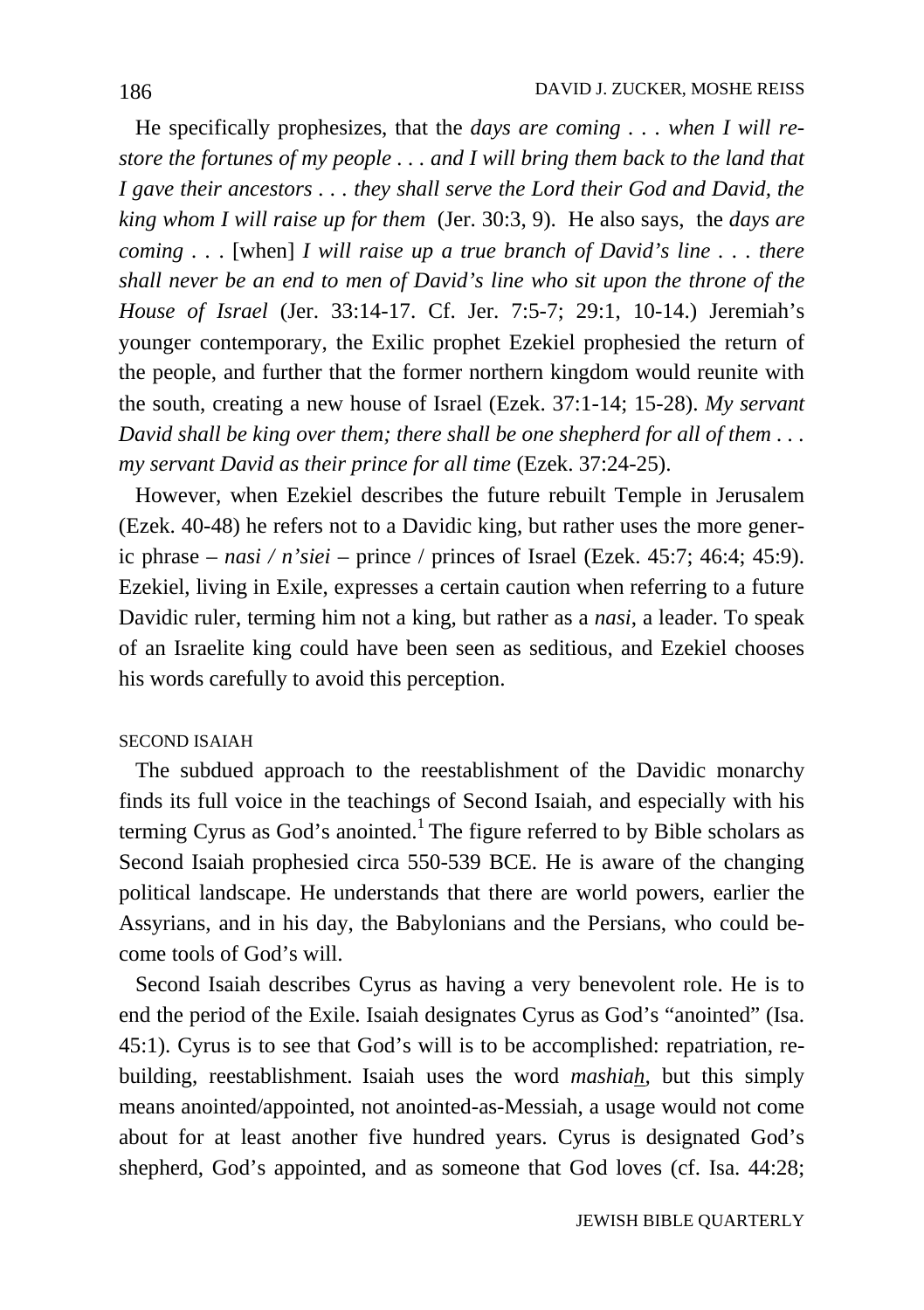He specifically prophesizes, that the *days are coming . . . when I will restore the fortunes of my people . . . and I will bring them back to the land that I gave their ancestors . . . they shall serve the Lord their God and David, the king whom I will raise up for them* (Jer. 30:3, 9). He also says, the *days are coming . . .* [when] *I will raise up a true branch of David's line . . . there shall never be an end to men of David's line who sit upon the throne of the House of Israel* (Jer. 33:14-17. Cf. Jer. 7:5-7; 29:1, 10-14.) Jeremiah's younger contemporary, the Exilic prophet Ezekiel prophesied the return of the people, and further that the former northern kingdom would reunite with the south, creating a new house of Israel (Ezek. 37:1-14; 15-28). *My servant David shall be king over them; there shall be one shepherd for all of them . . . my servant David as their prince for all time* (Ezek. 37:24-25).

However, when Ezekiel describes the future rebuilt Temple in Jerusalem (Ezek. 40-48) he refers not to a Davidic king, but rather uses the more generic phrase – *nasi / n'siei* – prince / princes of Israel (Ezek. 45:7; 46:4; 45:9). Ezekiel, living in Exile, expresses a certain caution when referring to a future Davidic ruler, terming him not a king, but rather as a *nasi*, a leader. To speak of an Israelite king could have been seen as seditious, and Ezekiel chooses his words carefully to avoid this perception.

### SECOND ISAIAH

The subdued approach to the reestablishment of the Davidic monarchy finds its full voice in the teachings of Second Isaiah, and especially with his terming Cyrus as God's anointed.[1] The figure referred to by Bible scholars as Second Isaiah prophesied circa 550-539 BCE. He is aware of the changing political landscape. He understands that there are world powers, earlier the Assyrians, and in his day, the Babylonians and the Persians, who could become tools of God's will.

Second Isaiah describes Cyrus as having a very benevolent role. He is to end the period of the Exile. Isaiah designates Cyrus as God's "anointed" (Isa. 45:1). Cyrus is to see that God's will is to be accomplished: repatriation, rebuilding, reestablishment. Isaiah uses the word *mashiah*, but this simply means anointed/appointed, not anointed-as-Messiah, a usage would not come about for at least another five hundred years. Cyrus is designated God's shepherd, God's appointed, and as someone that God loves (cf. Isa. 44:28;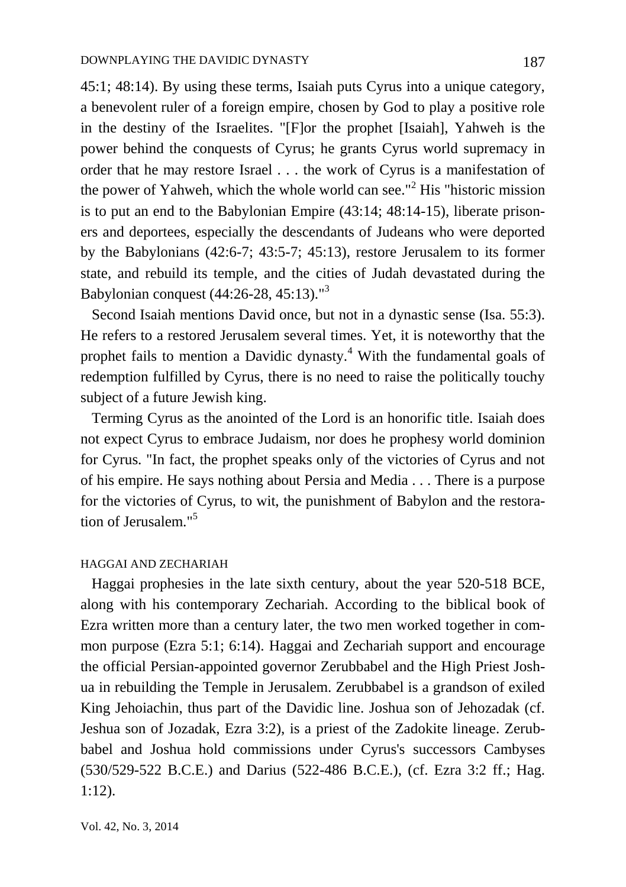45:1; 48:14). By using these terms, Isaiah puts Cyrus into a unique category, a benevolent ruler of a foreign empire, chosen by God to play a positive role in the destiny of the Israelites. "[F]or the prophet [Isaiah], Yahweh is the power behind the conquests of Cyrus; he grants Cyrus world supremacy in order that he may restore Israel . . . the work of Cyrus is a manifestation of the power of Yahweh, which the whole world can see."[2] His "historic mission is to put an end to the Babylonian Empire (43:14; 48:14-15), liberate prisoners and deportees, especially the descendants of Judeans who were deported by the Babylonians (42:6-7; 43:5-7; 45:13), restore Jerusalem to its former state, and rebuild its temple, and the cities of Judah devastated during the Babylonian conquest (44:26-28, 45:13)."[3]

Second Isaiah mentions David once, but not in a dynastic sense (Isa. 55:3). He refers to a restored Jerusalem several times. Yet, it is noteworthy that the prophet fails to mention a Davidic dynasty.[4] With the fundamental goals of redemption fulfilled by Cyrus, there is no need to raise the politically touchy subject of a future Jewish king.

Terming Cyrus as the anointed of the Lord is an honorific title. Isaiah does not expect Cyrus to embrace Judaism, nor does he prophesy world dominion for Cyrus. "In fact, the prophet speaks only of the victories of Cyrus and not of his empire. He says nothing about Persia and Media . . . There is a purpose for the victories of Cyrus, to wit, the punishment of Babylon and the restoration of Jerusalem."[5]

## HAGGAI AND ZECHARIAH

Haggai prophesies in the late sixth century, about the year 520-518 BCE, along with his contemporary Zechariah. According to the biblical book of Ezra written more than a century later, the two men worked together in common purpose (Ezra 5:1; 6:14). Haggai and Zechariah support and encourage the official Persian-appointed governor Zerubbabel and the High Priest Joshua in rebuilding the Temple in Jerusalem. Zerubbabel is a grandson of exiled King Jehoiachin, thus part of the Davidic line. Joshua son of Jehozadak (cf. Jeshua son of Jozadak, Ezra 3:2), is a priest of the Zadokite lineage. Zerubbabel and Joshua hold commissions under Cyrus's successors Cambyses (530/529-522 B.C.E.) and Darius (522-486 B.C.E.), (cf. Ezra 3:2 ff.; Hag. 1:12).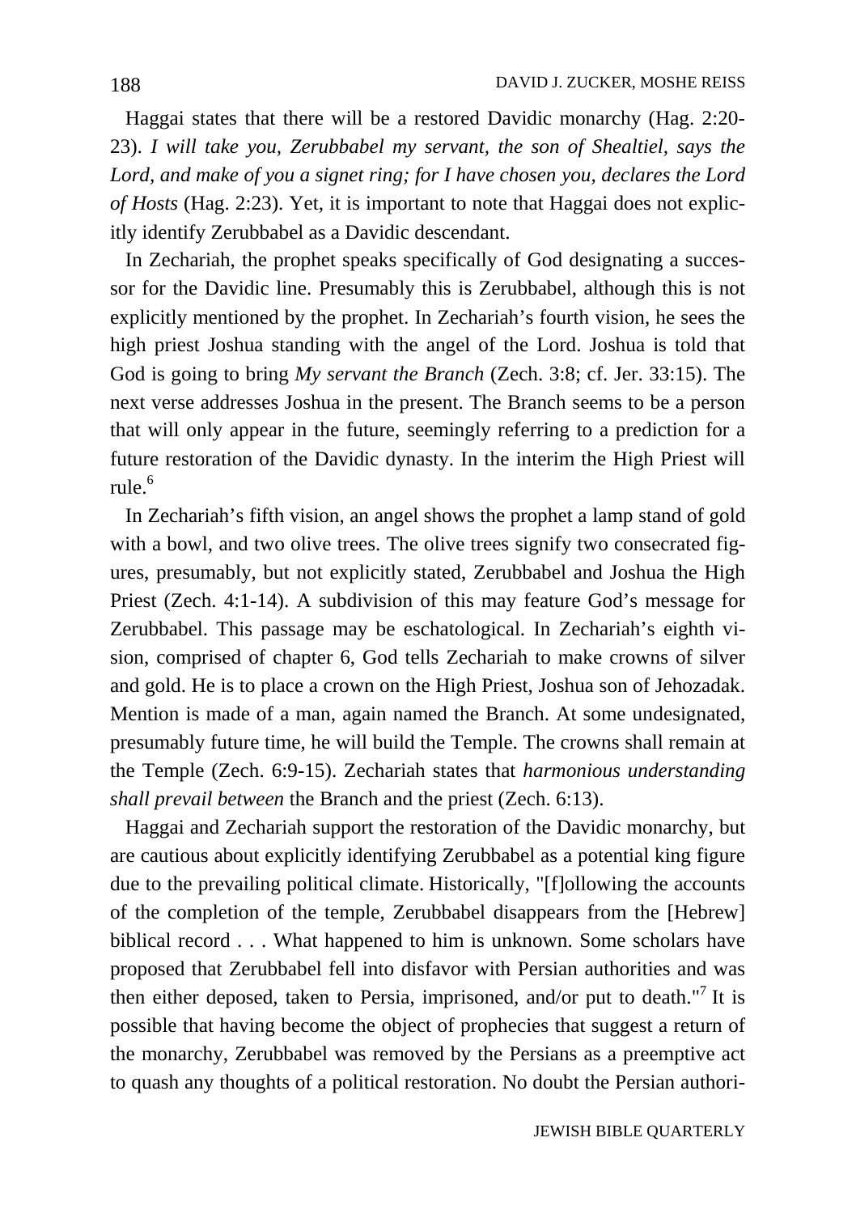Haggai states that there will be a restored Davidic monarchy (Hag. 2:20-23). *I will take you, Zerubbabel my servant, the son of Shealtiel, says the Lord, and make of you a signet ring; for I have chosen you, declares the Lord of Hosts* (Hag. 2:23). Yet, it is important to note that Haggai does not explicitly identify Zerubbabel as a Davidic descendant.

In Zechariah, the prophet speaks specifically of God designating a successor for the Davidic line. Presumably this is Zerubbabel, although this is not explicitly mentioned by the prophet. In Zechariah's fourth vision, he sees the high priest Joshua standing with the angel of the Lord. Joshua is told that God is going to bring *My servant the Branch* (Zech. 3:8; cf. Jer. 33:15). The next verse addresses Joshua in the present. The Branch seems to be a person that will only appear in the future, seemingly referring to a prediction for a future restoration of the Davidic dynasty. In the interim the High Priest will rule.[6]

In Zechariah's fifth vision, an angel shows the prophet a lamp stand of gold with a bowl, and two olive trees. The olive trees signify two consecrated figures, presumably, but not explicitly stated, Zerubbabel and Joshua the High Priest (Zech. 4:1-14). A subdivision of this may feature God's message for Zerubbabel. This passage may be eschatological. In Zechariah's eighth vision, comprised of chapter 6, God tells Zechariah to make crowns of silver and gold. He is to place a crown on the High Priest, Joshua son of Jehozadak. Mention is made of a man, again named the Branch. At some undesignated, presumably future time, he will build the Temple. The crowns shall remain at the Temple (Zech. 6:9-15). Zechariah states that *harmonious understanding shall prevail between* the Branch and the priest (Zech. 6:13).

Haggai and Zechariah support the restoration of the Davidic monarchy, but are cautious about explicitly identifying Zerubbabel as a potential king figure due to the prevailing political climate. Historically, "[f]ollowing the accounts of the completion of the temple, Zerubbabel disappears from the [Hebrew] biblical record . . . What happened to him is unknown. Some scholars have proposed that Zerubbabel fell into disfavor with Persian authorities and was then either deposed, taken to Persia, imprisoned, and/or put to death."[7] It is possible that having become the object of prophecies that suggest a return of the monarchy, Zerubbabel was removed by the Persians as a preemptive act to quash any thoughts of a political restoration. No doubt the Persian authori-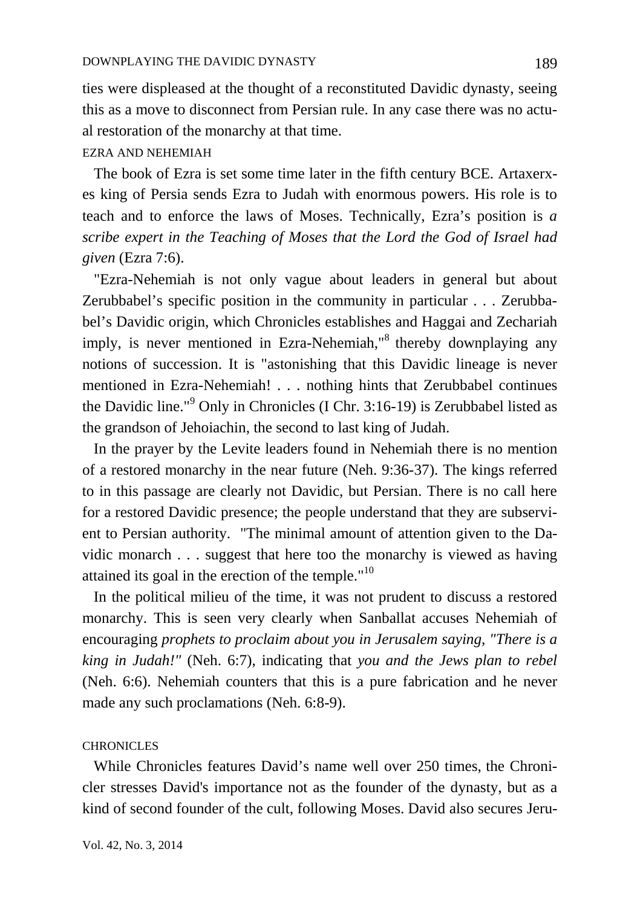ties were displeased at the thought of a reconstituted Davidic dynasty, seeing this as a move to disconnect from Persian rule. In any case there was no actual restoration of the monarchy at that time.

## EZRA AND NEHEMIAH

The book of Ezra is set some time later in the fifth century BCE. Artaxerxes king of Persia sends Ezra to Judah with enormous powers. His role is to teach and to enforce the laws of Moses. Technically, Ezra's position is *a scribe expert in the Teaching of Moses that the Lord the God of Israel had given* (Ezra 7:6).

"Ezra-Nehemiah is not only vague about leaders in general but about Zerubbabel's specific position in the community in particular . . . Zerubbabel's Davidic origin, which Chronicles establishes and Haggai and Zechariah imply, is never mentioned in Ezra-Nehemiah,"[8] thereby downplaying any notions of succession. It is "astonishing that this Davidic lineage is never mentioned in Ezra-Nehemiah! . . . nothing hints that Zerubbabel continues the Davidic line."[9] Only in Chronicles (I Chr. 3:16-19) is Zerubbabel listed as the grandson of Jehoiachin, the second to last king of Judah.

In the prayer by the Levite leaders found in Nehemiah there is no mention of a restored monarchy in the near future (Neh. 9:36-37). The kings referred to in this passage are clearly not Davidic, but Persian. There is no call here for a restored Davidic presence; the people understand that they are subservient to Persian authority. "The minimal amount of attention given to the Davidic monarch . . . suggest that here too the monarchy is viewed as having attained its goal in the erection of the temple."[10]

In the political milieu of the time, it was not prudent to discuss a restored monarchy. This is seen very clearly when Sanballat accuses Nehemiah of encouraging *prophets to proclaim about you in Jerusalem saying, "There is a king in Judah!"* (Neh. 6:7), indicating that *you and the Jews plan to rebel* (Neh. 6:6). Nehemiah counters that this is a pure fabrication and he never made any such proclamations (Neh. 6:8-9).

## CHRONICLES

While Chronicles features David's name well over 250 times, the Chronicler stresses David's importance not as the founder of the dynasty, but as a kind of second founder of the cult, following Moses. David also secures Jeru-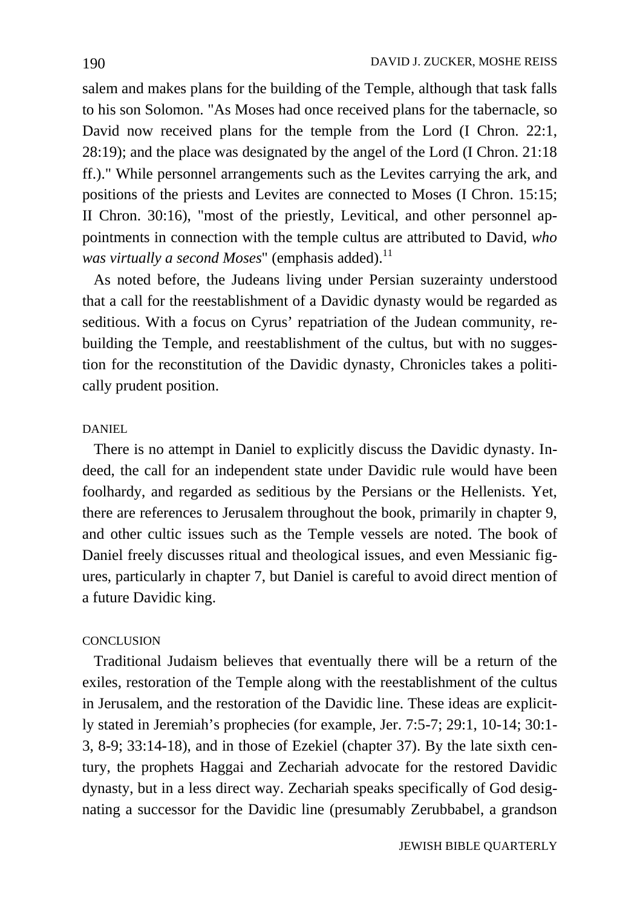salem and makes plans for the building of the Temple, although that task falls to his son Solomon. "As Moses had once received plans for the tabernacle, so David now received plans for the temple from the Lord (I Chron. 22:1, 28:19); and the place was designated by the angel of the Lord (I Chron. 21:18 ff.)." While personnel arrangements such as the Levites carrying the ark, and positions of the priests and Levites are connected to Moses (I Chron. 15:15; II Chron. 30:16), "most of the priestly, Levitical, and other personnel appointments in connection with the temple cultus are attributed to David, *who was virtually a second Moses*" (emphasis added).[11]

As noted before, the Judeans living under Persian suzerainty understood that a call for the reestablishment of a Davidic dynasty would be regarded as seditious. With a focus on Cyrus' repatriation of the Judean community, rebuilding the Temple, and reestablishment of the cultus, but with no suggestion for the reconstitution of the Davidic dynasty, Chronicles takes a politically prudent position.

## DANIEL

There is no attempt in Daniel to explicitly discuss the Davidic dynasty. Indeed, the call for an independent state under Davidic rule would have been foolhardy, and regarded as seditious by the Persians or the Hellenists. Yet, there are references to Jerusalem throughout the book, primarily in chapter 9, and other cultic issues such as the Temple vessels are noted. The book of Daniel freely discusses ritual and theological issues, and even Messianic figures, particularly in chapter 7, but Daniel is careful to avoid direct mention of a future Davidic king.

## CONCLUSION

Traditional Judaism believes that eventually there will be a return of the exiles, restoration of the Temple along with the reestablishment of the cultus in Jerusalem, and the restoration of the Davidic line. These ideas are explicitly stated in Jeremiah's prophecies (for example, Jer. 7:5-7; 29:1, 10-14; 30:1-3, 8-9; 33:14-18), and in those of Ezekiel (chapter 37). By the late sixth century, the prophets Haggai and Zechariah advocate for the restored Davidic dynasty, but in a less direct way. Zechariah speaks specifically of God designating a successor for the Davidic line (presumably Zerubbabel, a grandson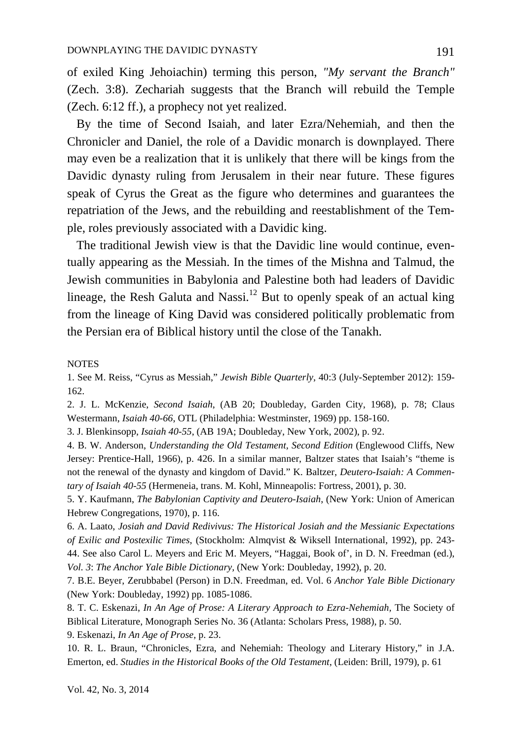of exiled King Jehoiachin) terming this person, *"My servant the Branch"* (Zech. 3:8). Zechariah suggests that the Branch will rebuild the Temple (Zech. 6:12 ff.), a prophecy not yet realized.

By the time of Second Isaiah, and later Ezra/Nehemiah, and then the Chronicler and Daniel, the role of a Davidic monarch is downplayed. There may even be a realization that it is unlikely that there will be kings from the Davidic dynasty ruling from Jerusalem in their near future. These figures speak of Cyrus the Great as the figure who determines and guarantees the repatriation of the Jews, and the rebuilding and reestablishment of the Temple, roles previously associated with a Davidic king.

The traditional Jewish view is that the Davidic line would continue, eventually appearing as the Messiah. In the times of the Mishna and Talmud, the Jewish communities in Babylonia and Palestine both had leaders of Davidic lineage, the Resh Galuta and Nassi.[12] But to openly speak of an actual king from the lineage of King David was considered politically problematic from the Persian era of Biblical history until the close of the Tanakh.

NOTES

1. See M. Reiss, "Cyrus as Messiah," *Jewish Bible Quarterly*, 40:3 (July-September 2012): 159-162.
2. J. L. McKenzie, *Second Isaiah*, (AB 20; Doubleday, Garden City, 1968), p. 78; Claus Westermann, *Isaiah 40-66*, OTL (Philadelphia: Westminster, 1969) pp. 158-160.
3. J. Blenkinsopp, *Isaiah 40-55*, (AB 19A; Doubleday, New York, 2002), p. 92.
4. B. W. Anderson, *Understanding the Old Testament, Second Edition* (Englewood Cliffs, New Jersey: Prentice-Hall, 1966), p. 426. In a similar manner, Baltzer states that Isaiah's "theme is not the renewal of the dynasty and kingdom of David." K. Baltzer, *Deutero-Isaiah: A Commentary of Isaiah 40-55* (Hermeneia, trans. M. Kohl, Minneapolis: Fortress, 2001), p. 30.
5. Y. Kaufmann, *The Babylonian Captivity and Deutero-Isaiah*, (New York: Union of American Hebrew Congregations, 1970), p. 116.
6. A. Laato, *Josiah and David Redivivus: The Historical Josiah and the Messianic Expectations of Exilic and Postexilic Times*, (Stockholm: Almqvist & Wiksell International, 1992), pp. 243-44. See also Carol L. Meyers and Eric M. Meyers, "Haggai, Book of', in D. N. Freedman (ed.), *Vol. 3*: *The Anchor Yale Bible Dictionary,* (New York: Doubleday, 1992), p. 20.
7. B.E. Beyer, Zerubbabel (Person) in D.N. Freedman, ed. Vol. 6 *Anchor Yale Bible Dictionary* (New York: Doubleday, 1992) pp. 1085-1086.
8. T. C. Eskenazi, *In An Age of Prose: A Literary Approach to Ezra-Nehemiah,* The Society of Biblical Literature, Monograph Series No. 36 (Atlanta: Scholars Press, 1988), p. 50.
9. Eskenazi, *In An Age of Prose,* p. 23.
10. R. L. Braun, "Chronicles, Ezra, and Nehemiah: Theology and Literary History," in J.A. Emerton, ed. *Studies in the Historical Books of the Old Testament*, (Leiden: Brill, 1979), p. 61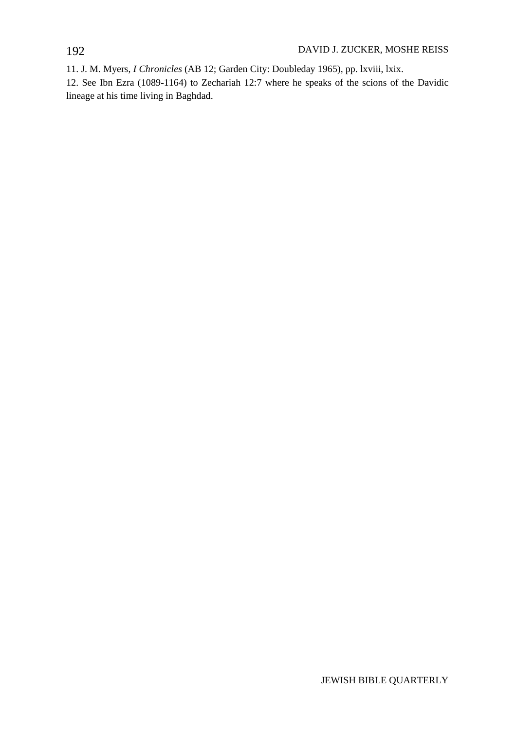11. J. M. Myers, *I Chronicles* (AB 12; Garden City: Doubleday 1965), pp. lxviii, lxix.

12. See Ibn Ezra (1089-1164) to Zechariah 12:7 where he speaks of the scions of the Davidic lineage at his time living in Baghdad.